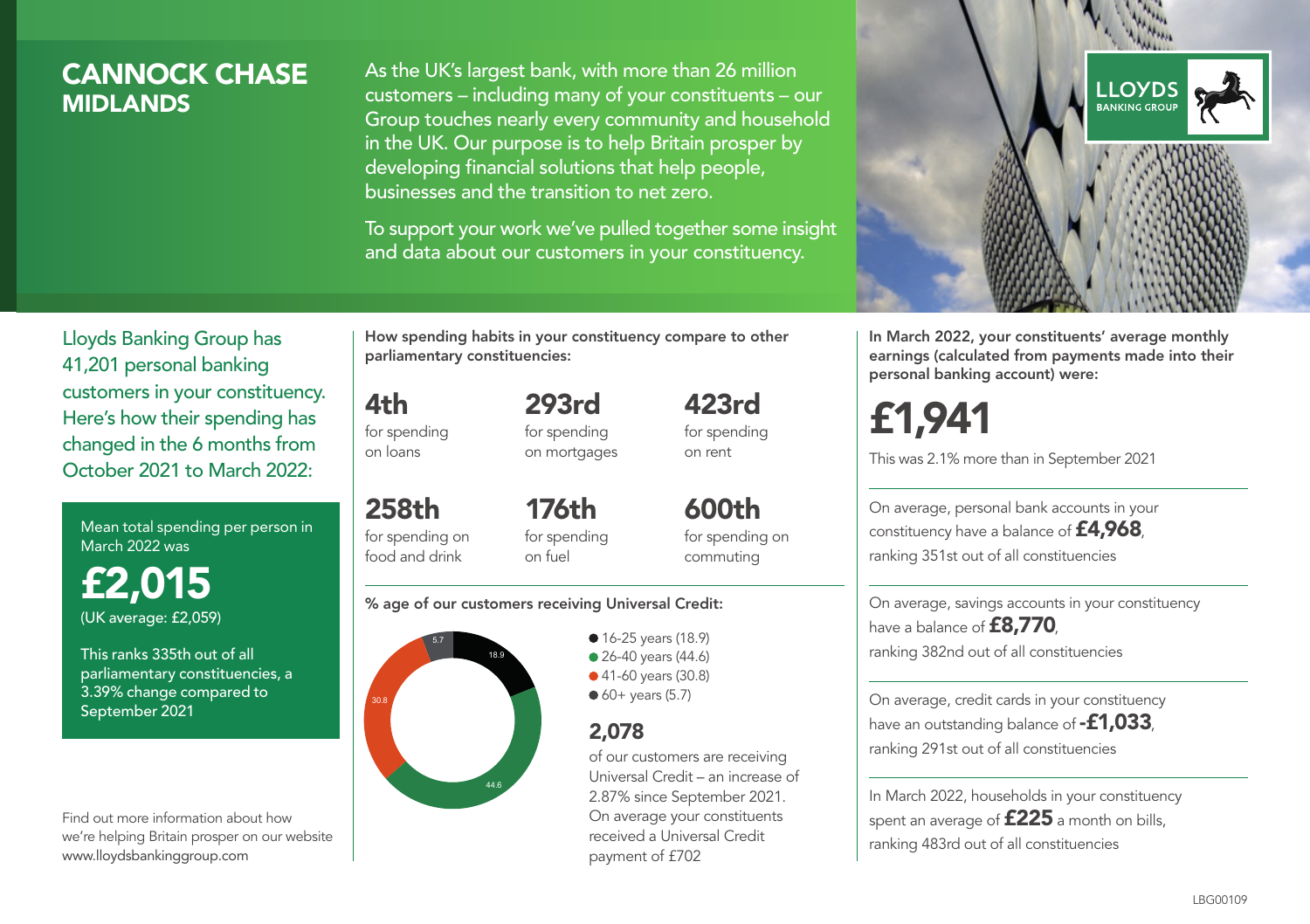# CANNOCK CHASE
## MIDLANDS

As the UK's largest bank, with more than 26 million customers – including many of your constituents – our Group touches nearly every community and household in the UK. Our purpose is to help Britain prosper by developing financial solutions that help people, businesses and the transition to net zero.

To support your work we've pulled together some insight and data about our customers in your constituency.

LLOYDS BANKING GROUP

Lloyds Banking Group has 41,201 personal banking customers in your constituency. Here's how their spending has changed in the 6 months from October 2021 to March 2022:

Mean total spending per person in March 2022 was

**£2,015**
(UK average: £2,059)

This ranks 335th out of all parliamentary constituencies, a 3.39% change compared to September 2021

Find out more information about how we're helping Britain prosper on our website www.lloydsbankinggroup.com

How spending habits in your constituency compare to other parliamentary constituencies:

**4th** for spending on loans

**293rd** for spending on mortgages

**423rd** for spending on rent

**258th** for spending on food and drink

**176th** for spending on fuel

**600th** for spending on commuting

% age of our customers receiving Universal Credit:

- 16-25 years (18.9)
- 26-40 years (44.6)
- 41-60 years (30.8)
- 60+ years (5.7)

**2,078**
of our customers are receiving Universal Credit – an increase of 2.87% since September 2021. On average your constituents received a Universal Credit payment of £702

In March 2022, your constituents' average monthly earnings (calculated from payments made into their personal banking account) were:

**£1,941**

This was 2.1% more than in September 2021

On average, personal bank accounts in your constituency have a balance of **£4,968**, ranking 351st out of all constituencies

On average, savings accounts in your constituency have a balance of **£8,770**, ranking 382nd out of all constituencies

On average, credit cards in your constituency have an outstanding balance of **-£1,033**, ranking 291st out of all constituencies

In March 2022, households in your constituency spent an average of **£225** a month on bills, ranking 483rd out of all constituencies

LBG00109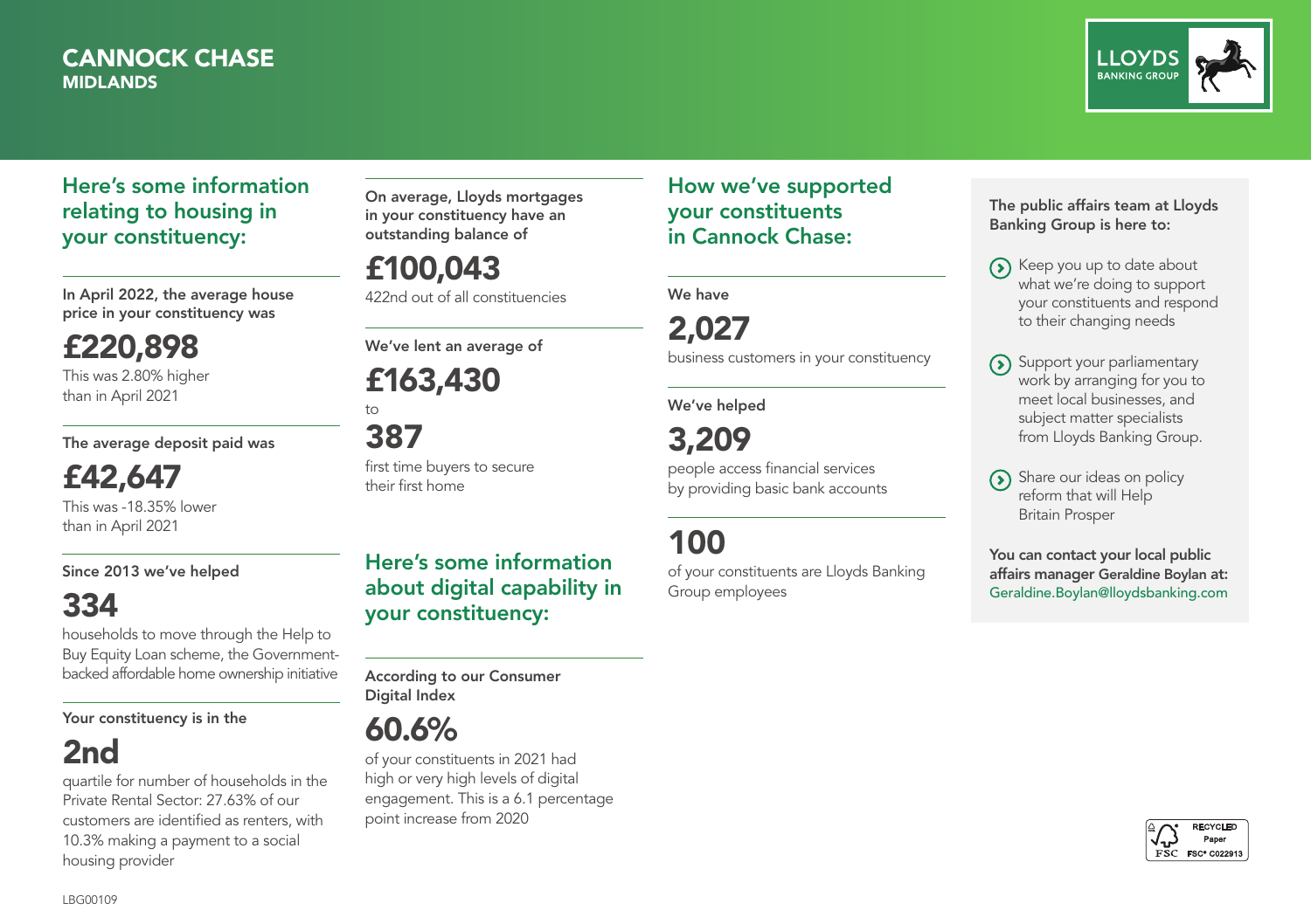# CANNOCK CHASE
## MIDLANDS

## Here's some information relating to housing in your constituency:

**In April 2022, the average house price in your constituency was**

**£220,898**

This was 2.80% higher than in April 2021

**The average deposit paid was**

**£42,647**

This was -18.35% lower than in April 2021

**Since 2013 we've helped**

**334**

households to move through the Help to Buy Equity Loan scheme, the Government-backed affordable home ownership initiative

**Your constituency is in the**

**2nd**

quartile for number of households in the Private Rental Sector: 27.63% of our customers are identified as renters, with 10.3% making a payment to a social housing provider

**On average, Lloyds mortgages in your constituency have an outstanding balance of**

**£100,043**

422nd out of all constituencies

**We've lent an average of**

**£163,430**

to

**387**

first time buyers to secure their first home

## Here's some information about digital capability in your constituency:

**According to our Consumer Digital Index**

**60.6%**

of your constituents in 2021 had high or very high levels of digital engagement. This is a 6.1 percentage point increase from 2020

## How we've supported your constituents in Cannock Chase:

**We have**

**2,027**

business customers in your constituency

**We've helped**

**3,209**

people access financial services by providing basic bank accounts

**100**

of your constituents are Lloyds Banking Group employees

**The public affairs team at Lloyds Banking Group is here to:**

- Keep you up to date about what we're doing to support your constituents and respond to their changing needs
- Support your parliamentary work by arranging for you to meet local businesses, and subject matter specialists from Lloyds Banking Group.
- Share our ideas on policy reform that will Help Britain Prosper

**You can contact your local public affairs manager Geraldine Boylan at:**
Geraldine.Boylan@lloydsbanking.com

LBG00109